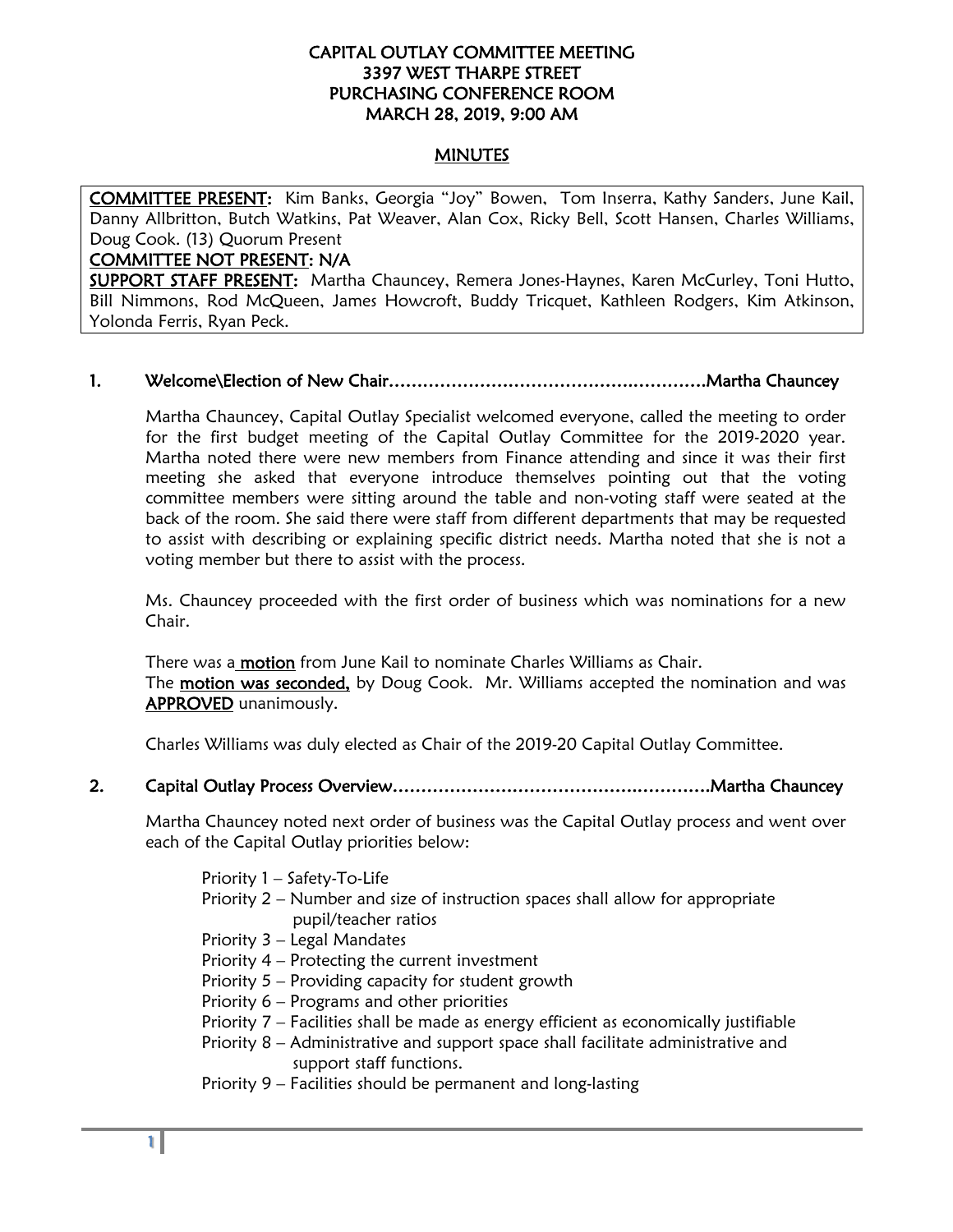# CAPITAL OUTLAY COMMITTEE MEETING
## 3397 WEST THARPE STREET
## PURCHASING CONFERENCE ROOM
## MARCH 28, 2019, 9:00 AM

## MINUTES

**COMMITTEE PRESENT:** Kim Banks, Georgia "Joy" Bowen, Tom Inserra, Kathy Sanders, June Kail, Danny Allbritton, Butch Watkins, Pat Weaver, Alan Cox, Ricky Bell, Scott Hansen, Charles Williams, Doug Cook. (13) Quorum Present

**COMMITTEE NOT PRESENT:** N/A

**SUPPORT STAFF PRESENT:** Martha Chauncey, Remera Jones-Haynes, Karen McCurley, Toni Hutto, Bill Nimmons, Rod McQueen, James Howcroft, Buddy Tricquet, Kathleen Rodgers, Kim Atkinson, Yolonda Ferris, Ryan Peck.

### 1. Welcome\Election of New Chair……………………………………………….Martha Chauncey

Martha Chauncey, Capital Outlay Specialist welcomed everyone, called the meeting to order for the first budget meeting of the Capital Outlay Committee for the 2019-2020 year. Martha noted there were new members from Finance attending and since it was their first meeting she asked that everyone introduce themselves pointing out that the voting committee members were sitting around the table and non-voting staff were seated at the back of the room. She said there were staff from different departments that may be requested to assist with describing or explaining specific district needs. Martha noted that she is not a voting member but there to assist with the process.

Ms. Chauncey proceeded with the first order of business which was nominations for a new Chair.

There was a **motion** from June Kail to nominate Charles Williams as Chair.
The **motion was seconded,** by Doug Cook. Mr. Williams accepted the nomination and was **APPROVED** unanimously.

Charles Williams was duly elected as Chair of the 2019-20 Capital Outlay Committee.

### 2. Capital Outlay Process Overview……………………………………………….Martha Chauncey

Martha Chauncey noted next order of business was the Capital Outlay process and went over each of the Capital Outlay priorities below:

- Priority 1 – Safety-To-Life
- Priority 2 – Number and size of instruction spaces shall allow for appropriate pupil/teacher ratios
- Priority 3 – Legal Mandates
- Priority 4 – Protecting the current investment
- Priority 5 – Providing capacity for student growth
- Priority 6 – Programs and other priorities
- Priority 7 – Facilities shall be made as energy efficient as economically justifiable
- Priority 8 – Administrative and support space shall facilitate administrative and support staff functions.
- Priority 9 – Facilities should be permanent and long-lasting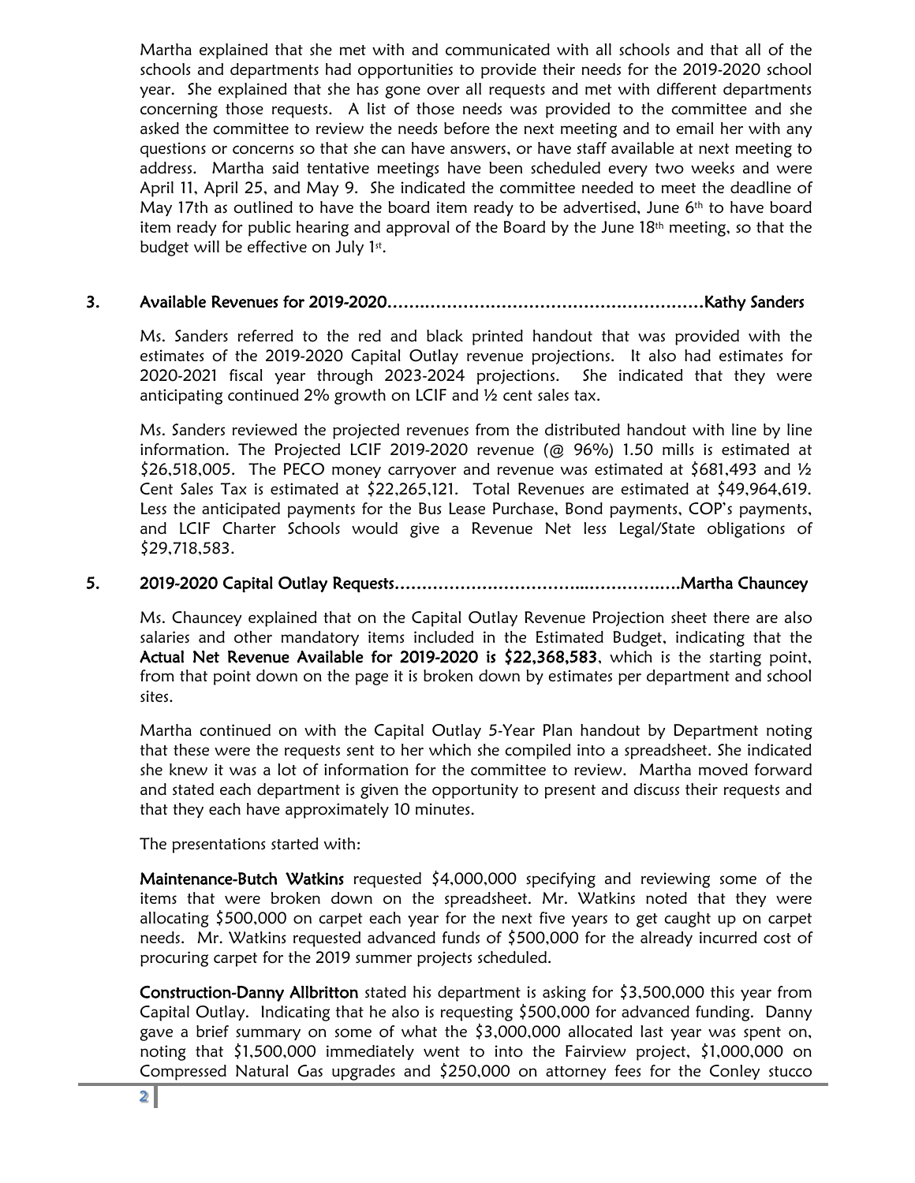Martha explained that she met with and communicated with all schools and that all of the schools and departments had opportunities to provide their needs for the 2019-2020 school year. She explained that she has gone over all requests and met with different departments concerning those requests. A list of those needs was provided to the committee and she asked the committee to review the needs before the next meeting and to email her with any questions or concerns so that she can have answers, or have staff available at next meeting to address. Martha said tentative meetings have been scheduled every two weeks and were April 11, April 25, and May 9. She indicated the committee needed to meet the deadline of May 17th as outlined to have the board item ready to be advertised, June 6th to have board item ready for public hearing and approval of the Board by the June 18th meeting, so that the budget will be effective on July 1st.

## 3. Available Revenues for 2019-2020……………………………………………………Kathy Sanders

Ms. Sanders referred to the red and black printed handout that was provided with the estimates of the 2019-2020 Capital Outlay revenue projections. It also had estimates for 2020-2021 fiscal year through 2023-2024 projections. She indicated that they were anticipating continued 2% growth on LCIF and ½ cent sales tax.

Ms. Sanders reviewed the projected revenues from the distributed handout with line by line information. The Projected LCIF 2019-2020 revenue (@ 96%) 1.50 mills is estimated at $26,518,005. The PECO money carryover and revenue was estimated at $681,493 and ½ Cent Sales Tax is estimated at $22,265,121. Total Revenues are estimated at $49,964,619. Less the anticipated payments for the Bus Lease Purchase, Bond payments, COP's payments, and LCIF Charter Schools would give a Revenue Net less Legal/State obligations of $29,718,583.

## 5. 2019-2020 Capital Outlay Requests…………………………...……………..Martha Chauncey

Ms. Chauncey explained that on the Capital Outlay Revenue Projection sheet there are also salaries and other mandatory items included in the Estimated Budget, indicating that the **Actual Net Revenue Available for 2019-2020 is $22,368,583**, which is the starting point, from that point down on the page it is broken down by estimates per department and school sites.

Martha continued on with the Capital Outlay 5-Year Plan handout by Department noting that these were the requests sent to her which she compiled into a spreadsheet. She indicated she knew it was a lot of information for the committee to review. Martha moved forward and stated each department is given the opportunity to present and discuss their requests and that they each have approximately 10 minutes.

The presentations started with:

**Maintenance-Butch Watkins** requested $4,000,000 specifying and reviewing some of the items that were broken down on the spreadsheet. Mr. Watkins noted that they were allocating $500,000 on carpet each year for the next five years to get caught up on carpet needs. Mr. Watkins requested advanced funds of $500,000 for the already incurred cost of procuring carpet for the 2019 summer projects scheduled.

**Construction-Danny Allbritton** stated his department is asking for $3,500,000 this year from Capital Outlay. Indicating that he also is requesting $500,000 for advanced funding. Danny gave a brief summary on some of what the $3,000,000 allocated last year was spent on, noting that $1,500,000 immediately went to into the Fairview project, $1,000,000 on Compressed Natural Gas upgrades and $250,000 on attorney fees for the Conley stucco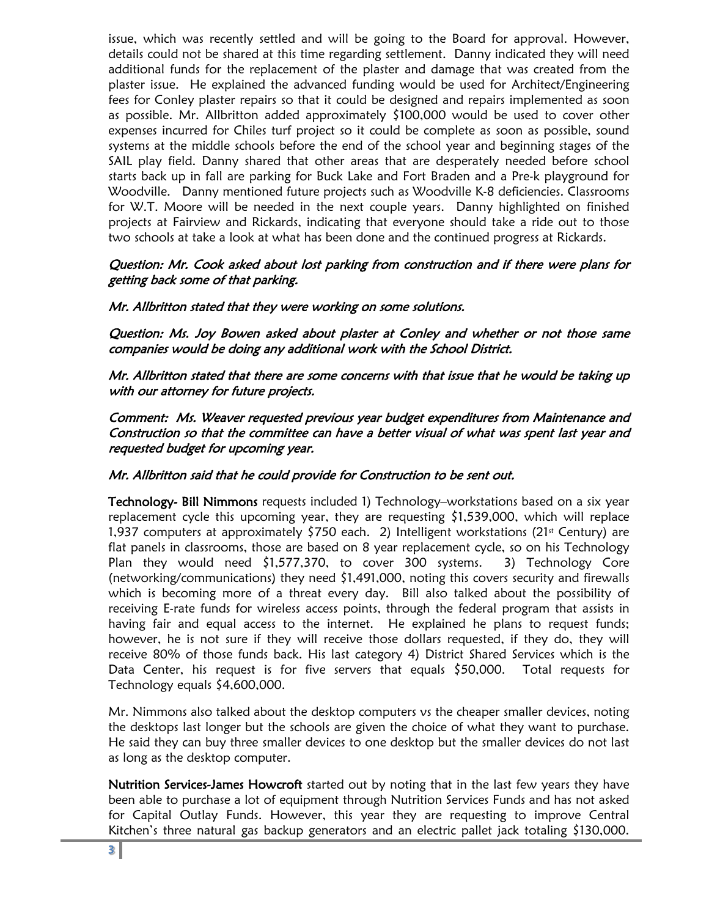issue, which was recently settled and will be going to the Board for approval. However, details could not be shared at this time regarding settlement. Danny indicated they will need additional funds for the replacement of the plaster and damage that was created from the plaster issue. He explained the advanced funding would be used for Architect/Engineering fees for Conley plaster repairs so that it could be designed and repairs implemented as soon as possible. Mr. Allbritton added approximately $100,000 would be used to cover other expenses incurred for Chiles turf project so it could be complete as soon as possible, sound systems at the middle schools before the end of the school year and beginning stages of the SAIL play field. Danny shared that other areas that are desperately needed before school starts back up in fall are parking for Buck Lake and Fort Braden and a Pre-k playground for Woodville. Danny mentioned future projects such as Woodville K-8 deficiencies. Classrooms for W.T. Moore will be needed in the next couple years. Danny highlighted on finished projects at Fairview and Rickards, indicating that everyone should take a ride out to those two schools at take a look at what has been done and the continued progress at Rickards.

*Question: Mr. Cook asked about lost parking from construction and if there were plans for getting back some of that parking.*

*Mr. Allbritton stated that they were working on some solutions.*

*Question: Ms. Joy Bowen asked about plaster at Conley and whether or not those same companies would be doing any additional work with the School District.*

*Mr. Allbritton stated that there are some concerns with that issue that he would be taking up with our attorney for future projects.*

*Comment: Ms. Weaver requested previous year budget expenditures from Maintenance and Construction so that the committee can have a better visual of what was spent last year and requested budget for upcoming year.*

*Mr. Allbritton said that he could provide for Construction to be sent out.*

**Technology- Bill Nimmons** requests included 1) Technology–workstations based on a six year replacement cycle this upcoming year, they are requesting $1,539,000, which will replace 1,937 computers at approximately $750 each. 2) Intelligent workstations (21st Century) are flat panels in classrooms, those are based on 8 year replacement cycle, so on his Technology Plan they would need $1,577,370, to cover 300 systems. 3) Technology Core (networking/communications) they need $1,491,000, noting this covers security and firewalls which is becoming more of a threat every day. Bill also talked about the possibility of receiving E-rate funds for wireless access points, through the federal program that assists in having fair and equal access to the internet. He explained he plans to request funds; however, he is not sure if they will receive those dollars requested, if they do, they will receive 80% of those funds back. His last category 4) District Shared Services which is the Data Center, his request is for five servers that equals $50,000. Total requests for Technology equals $4,600,000.

Mr. Nimmons also talked about the desktop computers vs the cheaper smaller devices, noting the desktops last longer but the schools are given the choice of what they want to purchase. He said they can buy three smaller devices to one desktop but the smaller devices do not last as long as the desktop computer.

**Nutrition Services-James Howcroft** started out by noting that in the last few years they have been able to purchase a lot of equipment through Nutrition Services Funds and has not asked for Capital Outlay Funds. However, this year they are requesting to improve Central Kitchen's three natural gas backup generators and an electric pallet jack totaling $130,000.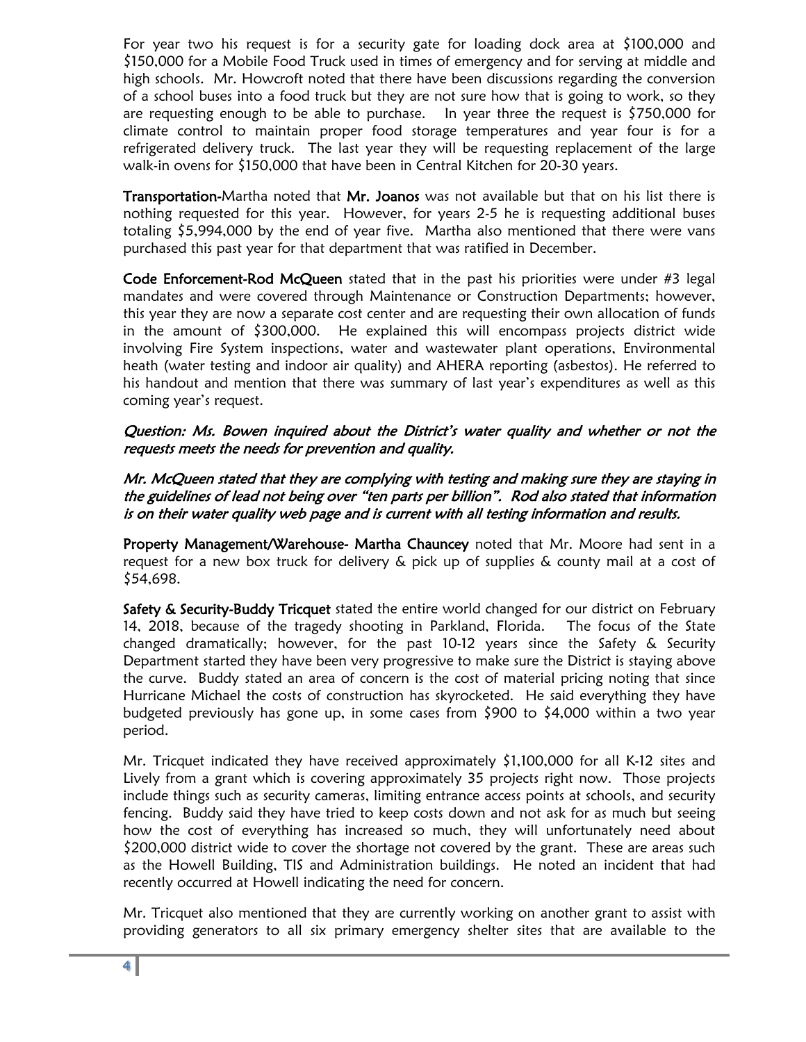For year two his request is for a security gate for loading dock area at $100,000 and $150,000 for a Mobile Food Truck used in times of emergency and for serving at middle and high schools. Mr. Howcroft noted that there have been discussions regarding the conversion of a school buses into a food truck but they are not sure how that is going to work, so they are requesting enough to be able to purchase. In year three the request is $750,000 for climate control to maintain proper food storage temperatures and year four is for a refrigerated delivery truck. The last year they will be requesting replacement of the large walk-in ovens for $150,000 that have been in Central Kitchen for 20-30 years.

**Transportation-**Martha noted that **Mr. Joanos** was not available but that on his list there is nothing requested for this year. However, for years 2-5 he is requesting additional buses totaling $5,994,000 by the end of year five. Martha also mentioned that there were vans purchased this past year for that department that was ratified in December.

**Code Enforcement-Rod McQueen** stated that in the past his priorities were under #3 legal mandates and were covered through Maintenance or Construction Departments; however, this year they are now a separate cost center and are requesting their own allocation of funds in the amount of $300,000. He explained this will encompass projects district wide involving Fire System inspections, water and wastewater plant operations, Environmental heath (water testing and indoor air quality) and AHERA reporting (asbestos). He referred to his handout and mention that there was summary of last year's expenditures as well as this coming year's request.

*Question: Ms. Bowen inquired about the District's water quality and whether or not the requests meets the needs for prevention and quality.*

*Mr. McQueen stated that they are complying with testing and making sure they are staying in the guidelines of lead not being over "ten parts per billion". Rod also stated that information is on their water quality web page and is current with all testing information and results.*

**Property Management/Warehouse- Martha Chauncey** noted that Mr. Moore had sent in a request for a new box truck for delivery & pick up of supplies & county mail at a cost of $54,698.

**Safety & Security-Buddy Tricquet** stated the entire world changed for our district on February 14, 2018, because of the tragedy shooting in Parkland, Florida. The focus of the State changed dramatically; however, for the past 10-12 years since the Safety & Security Department started they have been very progressive to make sure the District is staying above the curve. Buddy stated an area of concern is the cost of material pricing noting that since Hurricane Michael the costs of construction has skyrocketed. He said everything they have budgeted previously has gone up, in some cases from $900 to $4,000 within a two year period.

Mr. Tricquet indicated they have received approximately $1,100,000 for all K-12 sites and Lively from a grant which is covering approximately 35 projects right now. Those projects include things such as security cameras, limiting entrance access points at schools, and security fencing. Buddy said they have tried to keep costs down and not ask for as much but seeing how the cost of everything has increased so much, they will unfortunately need about $200,000 district wide to cover the shortage not covered by the grant. These are areas such as the Howell Building, TIS and Administration buildings. He noted an incident that had recently occurred at Howell indicating the need for concern.

Mr. Tricquet also mentioned that they are currently working on another grant to assist with providing generators to all six primary emergency shelter sites that are available to the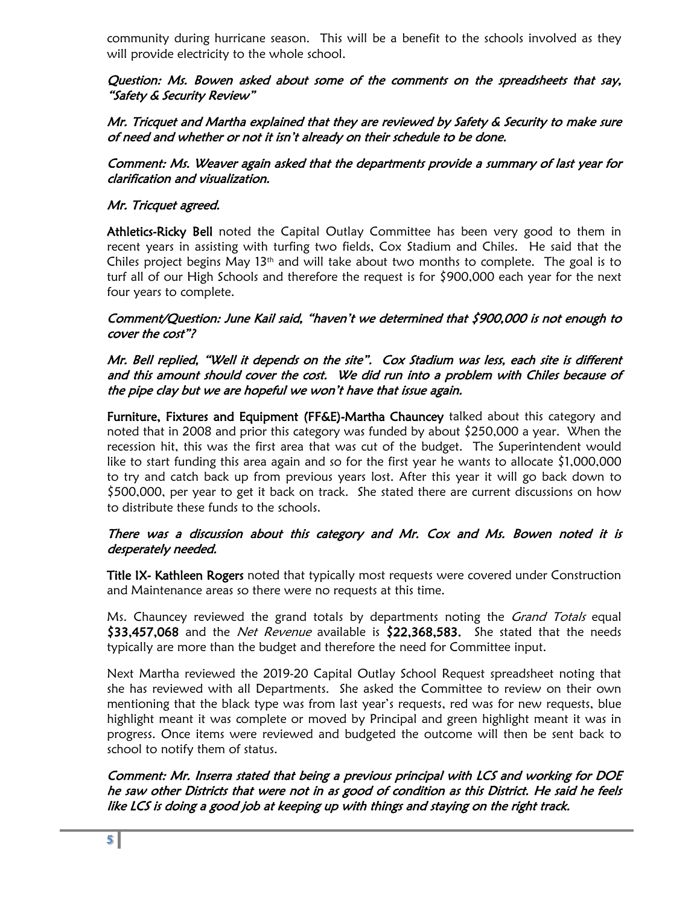community during hurricane season. This will be a benefit to the schools involved as they will provide electricity to the whole school.

*Question: Ms. Bowen asked about some of the comments on the spreadsheets that say, "Safety & Security Review"*

*Mr. Tricquet and Martha explained that they are reviewed by Safety & Security to make sure of need and whether or not it isn't already on their schedule to be done.*

*Comment: Ms. Weaver again asked that the departments provide a summary of last year for clarification and visualization.*

*Mr. Tricquet agreed.*

**Athletics-Ricky Bell** noted the Capital Outlay Committee has been very good to them in recent years in assisting with turfing two fields, Cox Stadium and Chiles. He said that the Chiles project begins May 13th and will take about two months to complete. The goal is to turf all of our High Schools and therefore the request is for $900,000 each year for the next four years to complete.

*Comment/Question: June Kail said, "haven't we determined that $900,000 is not enough to cover the cost"?*

*Mr. Bell replied, "Well it depends on the site". Cox Stadium was less, each site is different and this amount should cover the cost. We did run into a problem with Chiles because of the pipe clay but we are hopeful we won't have that issue again.*

**Furniture, Fixtures and Equipment (FF&E)-Martha Chauncey** talked about this category and noted that in 2008 and prior this category was funded by about $250,000 a year. When the recession hit, this was the first area that was cut of the budget. The Superintendent would like to start funding this area again and so for the first year he wants to allocate $1,000,000 to try and catch back up from previous years lost. After this year it will go back down to $500,000, per year to get it back on track. She stated there are current discussions on how to distribute these funds to the schools.

*There was a discussion about this category and Mr. Cox and Ms. Bowen noted it is desperately needed.*

**Title IX- Kathleen Rogers** noted that typically most requests were covered under Construction and Maintenance areas so there were no requests at this time.

Ms. Chauncey reviewed the grand totals by departments noting the *Grand Totals* equal **$33,457,068** and the *Net Revenue* available is **$22,368,583.** She stated that the needs typically are more than the budget and therefore the need for Committee input.

Next Martha reviewed the 2019-20 Capital Outlay School Request spreadsheet noting that she has reviewed with all Departments. She asked the Committee to review on their own mentioning that the black type was from last year's requests, red was for new requests, blue highlight meant it was complete or moved by Principal and green highlight meant it was in progress. Once items were reviewed and budgeted the outcome will then be sent back to school to notify them of status.

*Comment: Mr. Inserra stated that being a previous principal with LCS and working for DOE he saw other Districts that were not in as good of condition as this District. He said he feels like LCS is doing a good job at keeping up with things and staying on the right track.*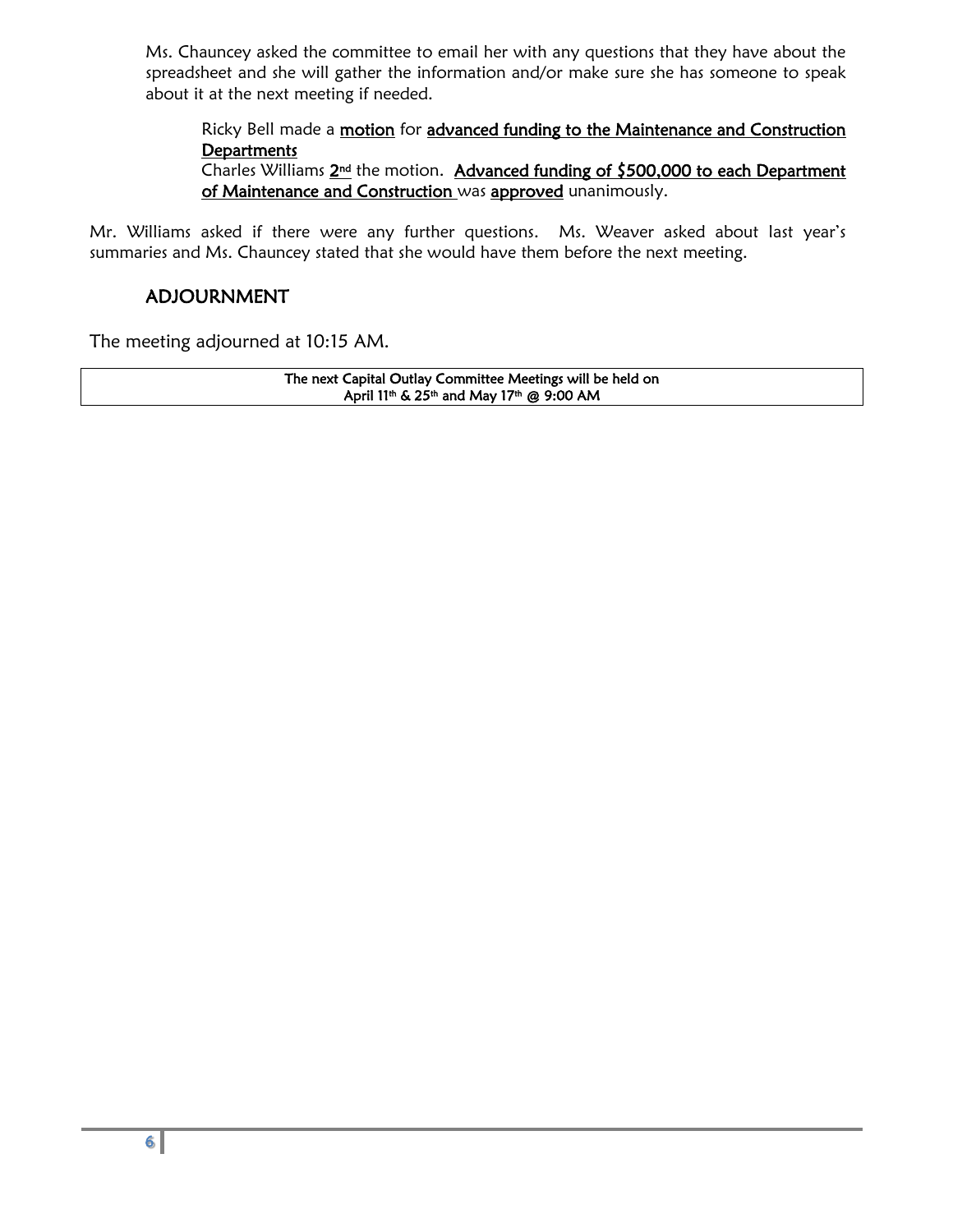Ms. Chauncey asked the committee to email her with any questions that they have about the spreadsheet and she will gather the information and/or make sure she has someone to speak about it at the next meeting if needed.

> Ricky Bell made a **motion** for **advanced funding to the Maintenance and Construction Departments**
> Charles Williams **2nd** the motion. **Advanced funding of $500,000 to each Department of Maintenance and Construction** was **approved** unanimously.

Mr. Williams asked if there were any further questions. Ms. Weaver asked about last year's summaries and Ms. Chauncey stated that she would have them before the next meeting.

## ADJOURNMENT

The meeting adjourned at 10:15 AM.

| |
|---|
| The next Capital Outlay Committee Meetings will be held on April 11th & 25th and May 17th @ 9:00 AM |